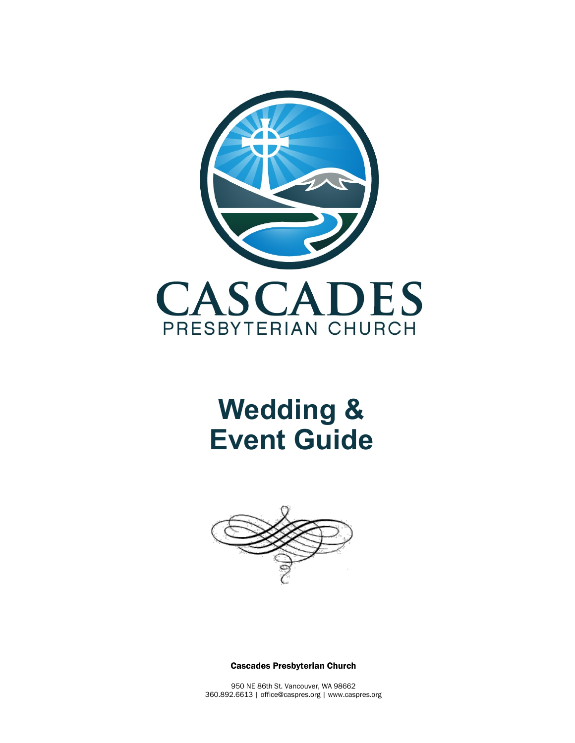# CASCADES

PRESBYTERIAN CHURCH

# Wedding & Event Guide

**Cascades Presbyterian Church**

950 NE 86th St. Vancouver, WA 98662
360.892.6613 | office@caspres.org | www.caspres.org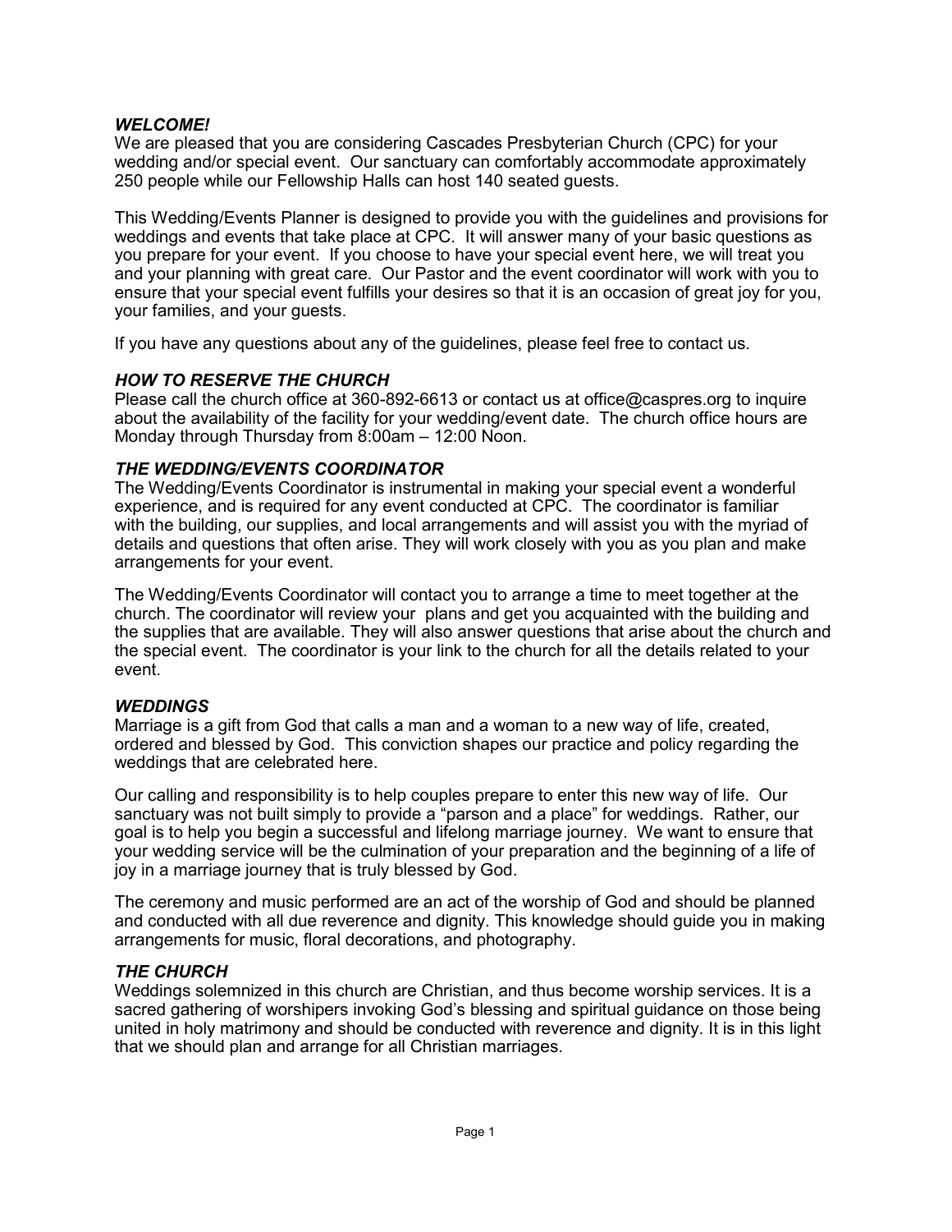### *WELCOME!*

We are pleased that you are considering Cascades Presbyterian Church (CPC) for your wedding and/or special event. Our sanctuary can comfortably accommodate approximately 250 people while our Fellowship Halls can host 140 seated guests.

This Wedding/Events Planner is designed to provide you with the guidelines and provisions for weddings and events that take place at CPC. It will answer many of your basic questions as you prepare for your event. If you choose to have your special event here, we will treat you and your planning with great care. Our Pastor and the event coordinator will work with you to ensure that your special event fulfills your desires so that it is an occasion of great joy for you, your families, and your guests.

If you have any questions about any of the guidelines, please feel free to contact us.

### *HOW TO RESERVE THE CHURCH*

Please call the church office at 360-892-6613 or contact us at office@caspres.org to inquire about the availability of the facility for your wedding/event date. The church office hours are Monday through Thursday from 8:00am – 12:00 Noon.

### *THE WEDDING/EVENTS COORDINATOR*

The Wedding/Events Coordinator is instrumental in making your special event a wonderful experience, and is required for any event conducted at CPC. The coordinator is familiar with the building, our supplies, and local arrangements and will assist you with the myriad of details and questions that often arise. They will work closely with you as you plan and make arrangements for your event.

The Wedding/Events Coordinator will contact you to arrange a time to meet together at the church. The coordinator will review your plans and get you acquainted with the building and the supplies that are available. They will also answer questions that arise about the church and the special event. The coordinator is your link to the church for all the details related to your event.

### *WEDDINGS*

Marriage is a gift from God that calls a man and a woman to a new way of life, created, ordered and blessed by God. This conviction shapes our practice and policy regarding the weddings that are celebrated here.

Our calling and responsibility is to help couples prepare to enter this new way of life. Our sanctuary was not built simply to provide a "parson and a place" for weddings. Rather, our goal is to help you begin a successful and lifelong marriage journey. We want to ensure that your wedding service will be the culmination of your preparation and the beginning of a life of joy in a marriage journey that is truly blessed by God.

The ceremony and music performed are an act of the worship of God and should be planned and conducted with all due reverence and dignity. This knowledge should guide you in making arrangements for music, floral decorations, and photography.

### *THE CHURCH*

Weddings solemnized in this church are Christian, and thus become worship services. It is a sacred gathering of worshipers invoking God's blessing and spiritual guidance on those being united in holy matrimony and should be conducted with reverence and dignity. It is in this light that we should plan and arrange for all Christian marriages.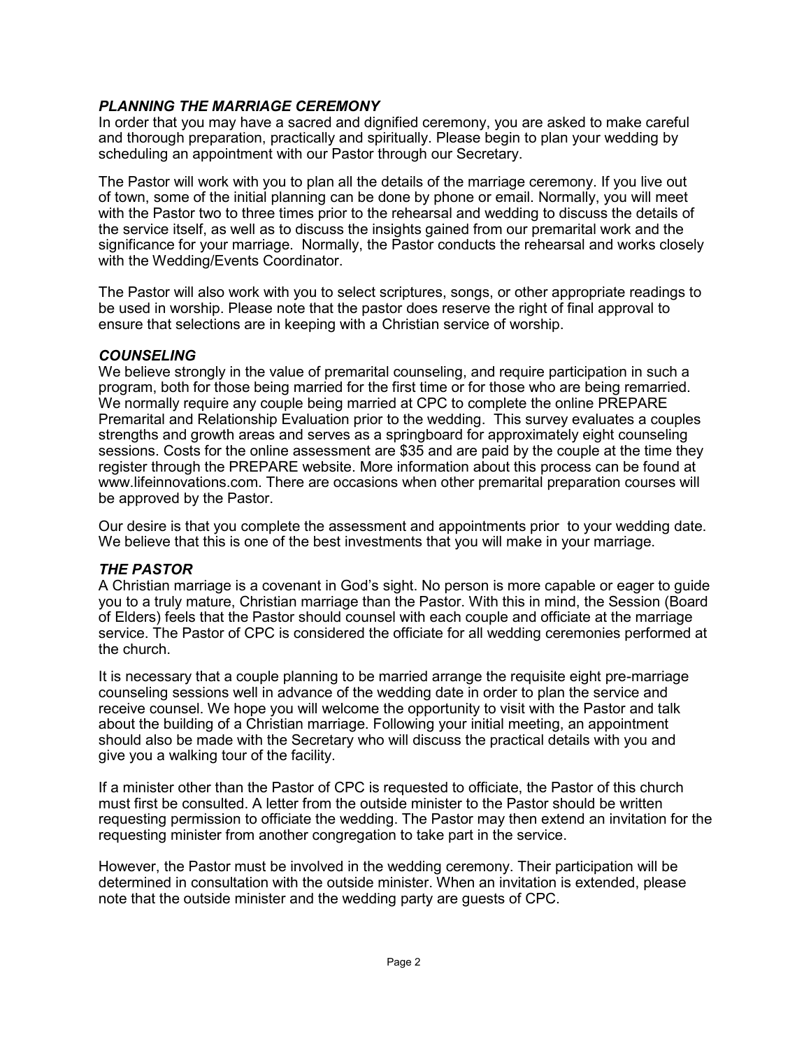### *PLANNING THE MARRIAGE CEREMONY*

In order that you may have a sacred and dignified ceremony, you are asked to make careful and thorough preparation, practically and spiritually. Please begin to plan your wedding by scheduling an appointment with our Pastor through our Secretary.

The Pastor will work with you to plan all the details of the marriage ceremony. If you live out of town, some of the initial planning can be done by phone or email. Normally, you will meet with the Pastor two to three times prior to the rehearsal and wedding to discuss the details of the service itself, as well as to discuss the insights gained from our premarital work and the significance for your marriage. Normally, the Pastor conducts the rehearsal and works closely with the Wedding/Events Coordinator.

The Pastor will also work with you to select scriptures, songs, or other appropriate readings to be used in worship. Please note that the pastor does reserve the right of final approval to ensure that selections are in keeping with a Christian service of worship.

### *COUNSELING*

We believe strongly in the value of premarital counseling, and require participation in such a program, both for those being married for the first time or for those who are being remarried. We normally require any couple being married at CPC to complete the online PREPARE Premarital and Relationship Evaluation prior to the wedding. This survey evaluates a couples strengths and growth areas and serves as a springboard for approximately eight counseling sessions. Costs for the online assessment are $35 and are paid by the couple at the time they register through the PREPARE website. More information about this process can be found at www.lifeinnovations.com. There are occasions when other premarital preparation courses will be approved by the Pastor.

Our desire is that you complete the assessment and appointments prior to your wedding date. We believe that this is one of the best investments that you will make in your marriage.

### *THE PASTOR*

A Christian marriage is a covenant in God's sight. No person is more capable or eager to guide you to a truly mature, Christian marriage than the Pastor. With this in mind, the Session (Board of Elders) feels that the Pastor should counsel with each couple and officiate at the marriage service. The Pastor of CPC is considered the officiate for all wedding ceremonies performed at the church.

It is necessary that a couple planning to be married arrange the requisite eight pre-marriage counseling sessions well in advance of the wedding date in order to plan the service and receive counsel. We hope you will welcome the opportunity to visit with the Pastor and talk about the building of a Christian marriage. Following your initial meeting, an appointment should also be made with the Secretary who will discuss the practical details with you and give you a walking tour of the facility.

If a minister other than the Pastor of CPC is requested to officiate, the Pastor of this church must first be consulted. A letter from the outside minister to the Pastor should be written requesting permission to officiate the wedding. The Pastor may then extend an invitation for the requesting minister from another congregation to take part in the service.

However, the Pastor must be involved in the wedding ceremony. Their participation will be determined in consultation with the outside minister. When an invitation is extended, please note that the outside minister and the wedding party are guests of CPC.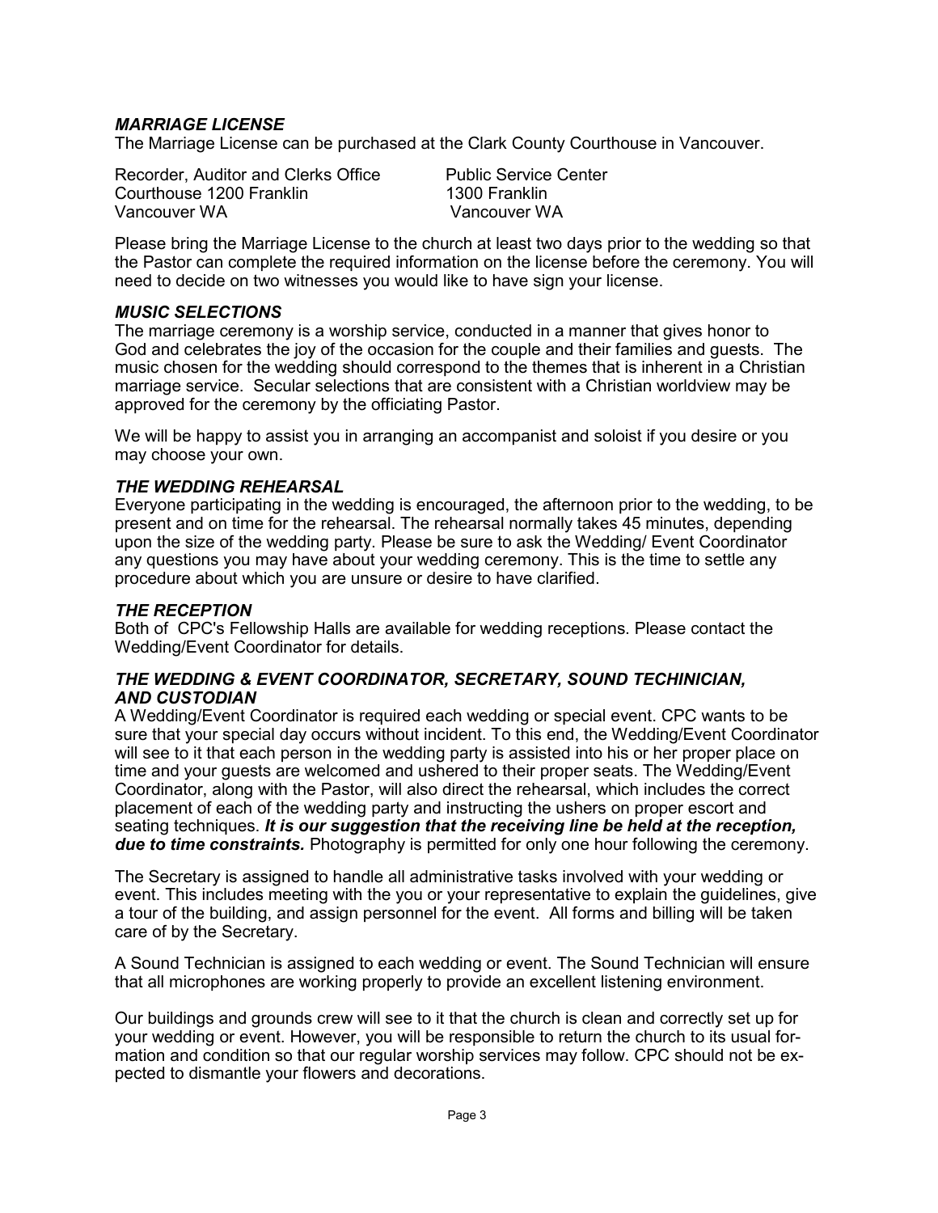### *MARRIAGE LICENSE*

The Marriage License can be purchased at the Clark County Courthouse in Vancouver.

| Recorder, Auditor and Clerks Office | Public Service Center |
|---|---|
| Courthouse 1200 Franklin | 1300 Franklin |
| Vancouver WA | Vancouver WA |

Please bring the Marriage License to the church at least two days prior to the wedding so that the Pastor can complete the required information on the license before the ceremony. You will need to decide on two witnesses you would like to have sign your license.

### *MUSIC SELECTIONS*

The marriage ceremony is a worship service, conducted in a manner that gives honor to God and celebrates the joy of the occasion for the couple and their families and guests. The music chosen for the wedding should correspond to the themes that is inherent in a Christian marriage service. Secular selections that are consistent with a Christian worldview may be approved for the ceremony by the officiating Pastor.

We will be happy to assist you in arranging an accompanist and soloist if you desire or you may choose your own.

### *THE WEDDING REHEARSAL*

Everyone participating in the wedding is encouraged, the afternoon prior to the wedding, to be present and on time for the rehearsal. The rehearsal normally takes 45 minutes, depending upon the size of the wedding party. Please be sure to ask the Wedding/ Event Coordinator any questions you may have about your wedding ceremony. This is the time to settle any procedure about which you are unsure or desire to have clarified.

### *THE RECEPTION*

Both of CPC's Fellowship Halls are available for wedding receptions. Please contact the Wedding/Event Coordinator for details.

### *THE WEDDING & EVENT COORDINATOR, SECRETARY, SOUND TECHINICIAN, AND CUSTODIAN*

A Wedding/Event Coordinator is required each wedding or special event. CPC wants to be sure that your special day occurs without incident. To this end, the Wedding/Event Coordinator will see to it that each person in the wedding party is assisted into his or her proper place on time and your guests are welcomed and ushered to their proper seats. The Wedding/Event Coordinator, along with the Pastor, will also direct the rehearsal, which includes the correct placement of each of the wedding party and instructing the ushers on proper escort and seating techniques. ***It is our suggestion that the receiving line be held at the reception, due to time constraints.*** Photography is permitted for only one hour following the ceremony.

The Secretary is assigned to handle all administrative tasks involved with your wedding or event. This includes meeting with the you or your representative to explain the guidelines, give a tour of the building, and assign personnel for the event. All forms and billing will be taken care of by the Secretary.

A Sound Technician is assigned to each wedding or event. The Sound Technician will ensure that all microphones are working properly to provide an excellent listening environment.

Our buildings and grounds crew will see to it that the church is clean and correctly set up for your wedding or event. However, you will be responsible to return the church to its usual formation and condition so that our regular worship services may follow. CPC should not be expected to dismantle your flowers and decorations.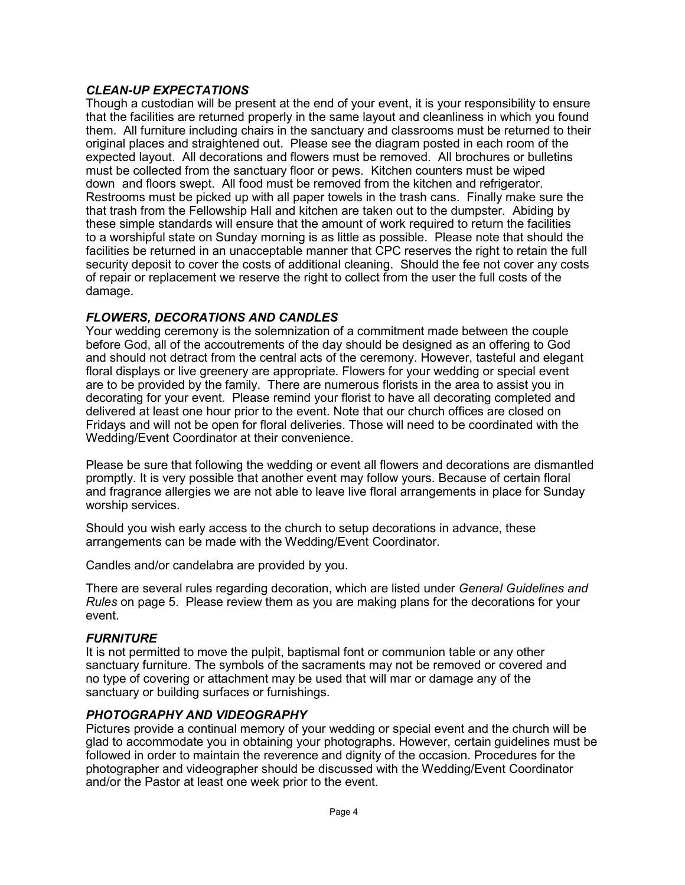### *CLEAN-UP EXPECTATIONS*

Though a custodian will be present at the end of your event, it is your responsibility to ensure that the facilities are returned properly in the same layout and cleanliness in which you found them. All furniture including chairs in the sanctuary and classrooms must be returned to their original places and straightened out. Please see the diagram posted in each room of the expected layout. All decorations and flowers must be removed. All brochures or bulletins must be collected from the sanctuary floor or pews. Kitchen counters must be wiped down and floors swept. All food must be removed from the kitchen and refrigerator. Restrooms must be picked up with all paper towels in the trash cans. Finally make sure the that trash from the Fellowship Hall and kitchen are taken out to the dumpster. Abiding by these simple standards will ensure that the amount of work required to return the facilities to a worshipful state on Sunday morning is as little as possible. Please note that should the facilities be returned in an unacceptable manner that CPC reserves the right to retain the full security deposit to cover the costs of additional cleaning. Should the fee not cover any costs of repair or replacement we reserve the right to collect from the user the full costs of the damage.

### *FLOWERS, DECORATIONS AND CANDLES*

Your wedding ceremony is the solemnization of a commitment made between the couple before God, all of the accoutrements of the day should be designed as an offering to God and should not detract from the central acts of the ceremony. However, tasteful and elegant floral displays or live greenery are appropriate. Flowers for your wedding or special event are to be provided by the family. There are numerous florists in the area to assist you in decorating for your event. Please remind your florist to have all decorating completed and delivered at least one hour prior to the event. Note that our church offices are closed on Fridays and will not be open for floral deliveries. Those will need to be coordinated with the Wedding/Event Coordinator at their convenience.

Please be sure that following the wedding or event all flowers and decorations are dismantled promptly. It is very possible that another event may follow yours. Because of certain floral and fragrance allergies we are not able to leave live floral arrangements in place for Sunday worship services.

Should you wish early access to the church to setup decorations in advance, these arrangements can be made with the Wedding/Event Coordinator.

Candles and/or candelabra are provided by you.

There are several rules regarding decoration, which are listed under *General Guidelines and Rules* on page 5. Please review them as you are making plans for the decorations for your event.

### *FURNITURE*

It is not permitted to move the pulpit, baptismal font or communion table or any other sanctuary furniture. The symbols of the sacraments may not be removed or covered and no type of covering or attachment may be used that will mar or damage any of the sanctuary or building surfaces or furnishings.

### *PHOTOGRAPHY AND VIDEOGRAPHY*

Pictures provide a continual memory of your wedding or special event and the church will be glad to accommodate you in obtaining your photographs. However, certain guidelines must be followed in order to maintain the reverence and dignity of the occasion. Procedures for the photographer and videographer should be discussed with the Wedding/Event Coordinator and/or the Pastor at least one week prior to the event.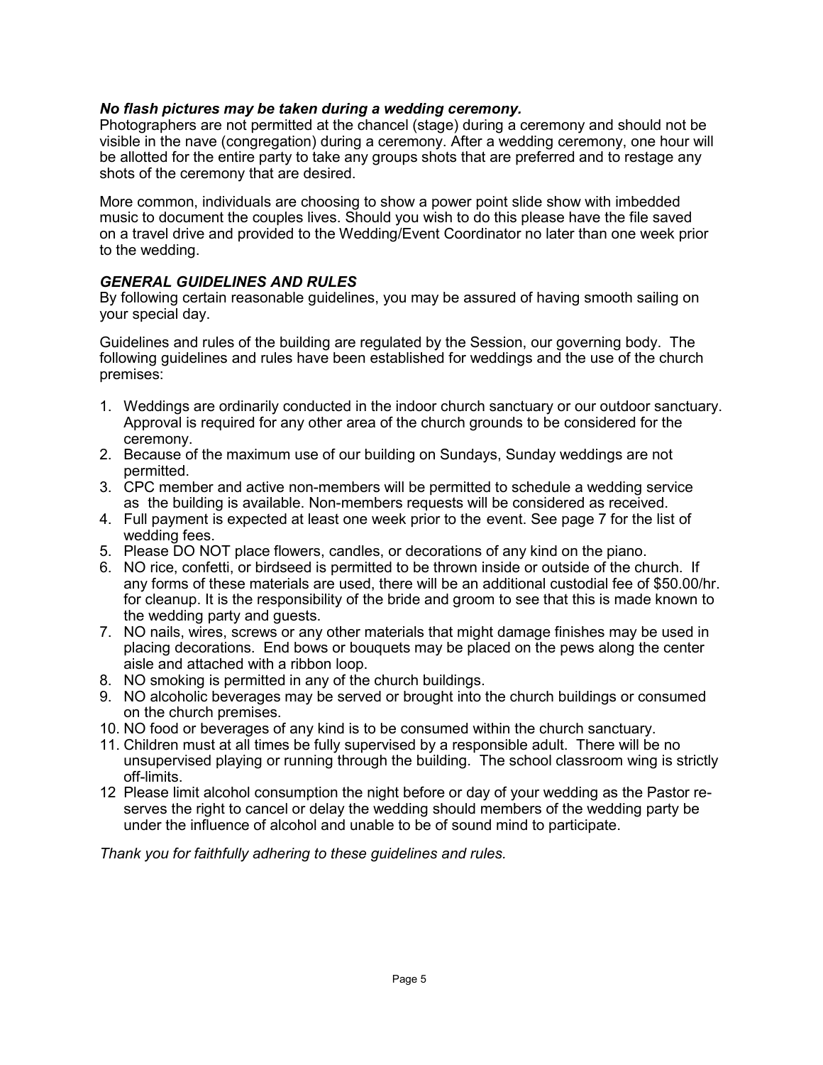***No flash pictures may be taken during a wedding ceremony.***
Photographers are not permitted at the chancel (stage) during a ceremony and should not be visible in the nave (congregation) during a ceremony. After a wedding ceremony, one hour will be allotted for the entire party to take any groups shots that are preferred and to restage any shots of the ceremony that are desired.

More common, individuals are choosing to show a power point slide show with imbedded music to document the couples lives. Should you wish to do this please have the file saved on a travel drive and provided to the Wedding/Event Coordinator no later than one week prior to the wedding.

### *GENERAL GUIDELINES AND RULES*

By following certain reasonable guidelines, you may be assured of having smooth sailing on your special day.

Guidelines and rules of the building are regulated by the Session, our governing body. The following guidelines and rules have been established for weddings and the use of the church premises:

1. Weddings are ordinarily conducted in the indoor church sanctuary or our outdoor sanctuary. Approval is required for any other area of the church grounds to be considered for the ceremony.
2. Because of the maximum use of our building on Sundays, Sunday weddings are not permitted.
3. CPC member and active non-members will be permitted to schedule a wedding service as the building is available. Non-members requests will be considered as received.
4. Full payment is expected at least one week prior to the event. See page 7 for the list of wedding fees.
5. Please DO NOT place flowers, candles, or decorations of any kind on the piano.
6. NO rice, confetti, or birdseed is permitted to be thrown inside or outside of the church. If any forms of these materials are used, there will be an additional custodial fee of $50.00/hr. for cleanup. It is the responsibility of the bride and groom to see that this is made known to the wedding party and guests.
7. NO nails, wires, screws or any other materials that might damage finishes may be used in placing decorations. End bows or bouquets may be placed on the pews along the center aisle and attached with a ribbon loop.
8. NO smoking is permitted in any of the church buildings.
9. NO alcoholic beverages may be served or brought into the church buildings or consumed on the church premises.
10. NO food or beverages of any kind is to be consumed within the church sanctuary.
11. Children must at all times be fully supervised by a responsible adult. There will be no unsupervised playing or running through the building. The school classroom wing is strictly off-limits.
12. Please limit alcohol consumption the night before or day of your wedding as the Pastor reserves the right to cancel or delay the wedding should members of the wedding party be under the influence of alcohol and unable to be of sound mind to participate.

*Thank you for faithfully adhering to these guidelines and rules.*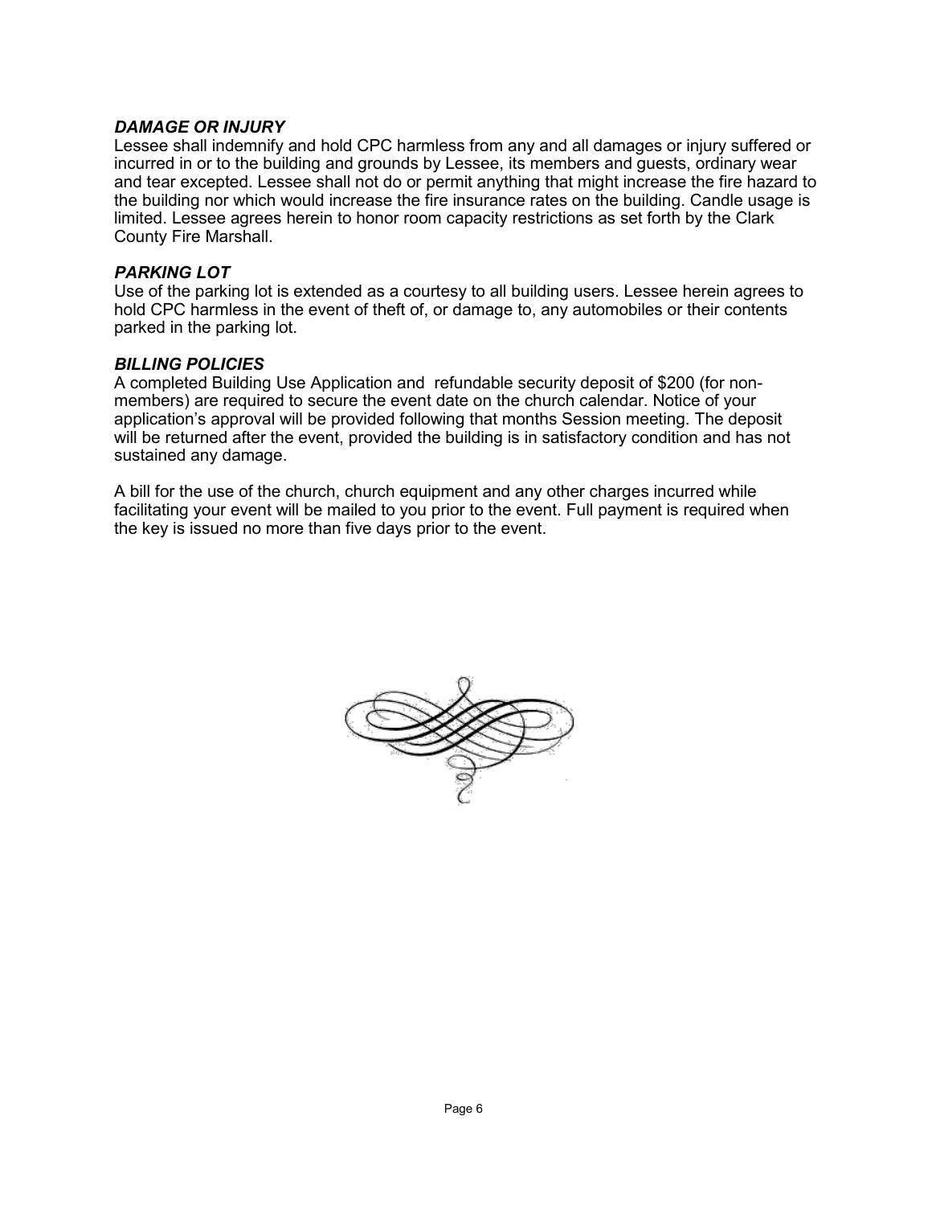### *DAMAGE OR INJURY*

Lessee shall indemnify and hold CPC harmless from any and all damages or injury suffered or incurred in or to the building and grounds by Lessee, its members and guests, ordinary wear and tear excepted. Lessee shall not do or permit anything that might increase the fire hazard to the building nor which would increase the fire insurance rates on the building. Candle usage is limited. Lessee agrees herein to honor room capacity restrictions as set forth by the Clark County Fire Marshall.

### *PARKING LOT*

Use of the parking lot is extended as a courtesy to all building users. Lessee herein agrees to hold CPC harmless in the event of theft of, or damage to, any automobiles or their contents parked in the parking lot.

### *BILLING POLICIES*

A completed Building Use Application and  refundable security deposit of $200 (for non-members) are required to secure the event date on the church calendar. Notice of your application's approval will be provided following that months Session meeting. The deposit will be returned after the event, provided the building is in satisfactory condition and has not sustained any damage.

A bill for the use of the church, church equipment and any other charges incurred while facilitating your event will be mailed to you prior to the event. Full payment is required when the key is issued no more than five days prior to the event.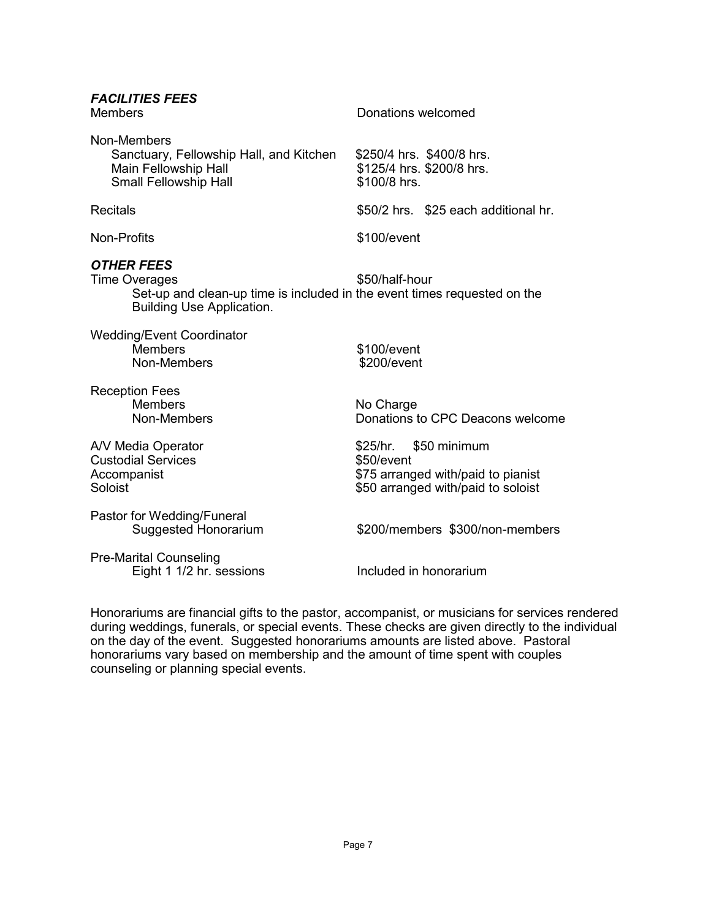### ***FACILITIES FEES***

| | |
|---|---|
| Members | Donations welcomed |
| Non-Members | |
| Sanctuary, Fellowship Hall, and Kitchen | \$250/4 hrs. \$400/8 hrs. |
| Main Fellowship Hall | \$125/4 hrs. \$200/8 hrs. |
| Small Fellowship Hall | \$100/8 hrs. |
| Recitals | \$50/2 hrs. \$25 each additional hr. |
| Non-Profits | \$100/event |

### ***OTHER FEES***

| | |
|---|---|
| Time Overages | \$50/half-hour |

Set-up and clean-up time is included in the event times requested on the Building Use Application.

| | |
|---|---|
| Wedding/Event Coordinator | |
| Members | \$100/event |
| Non-Members | \$200/event |
| Reception Fees | |
| Members | No Charge |
| Non-Members | Donations to CPC Deacons welcome |
| A/V Media Operator | \$25/hr. \$50 minimum |
| Custodial Services | \$50/event |
| Accompanist | \$75 arranged with/paid to pianist |
| Soloist | \$50 arranged with/paid to soloist |
| Pastor for Wedding/Funeral | |
| Suggested Honorarium | \$200/members \$300/non-members |
| Pre-Marital Counseling | |
| Eight 1 1/2 hr. sessions | Included in honorarium |

Honorariums are financial gifts to the pastor, accompanist, or musicians for services rendered during weddings, funerals, or special events. These checks are given directly to the individual on the day of the event. Suggested honorariums amounts are listed above. Pastoral honorariums vary based on membership and the amount of time spent with couples counseling or planning special events.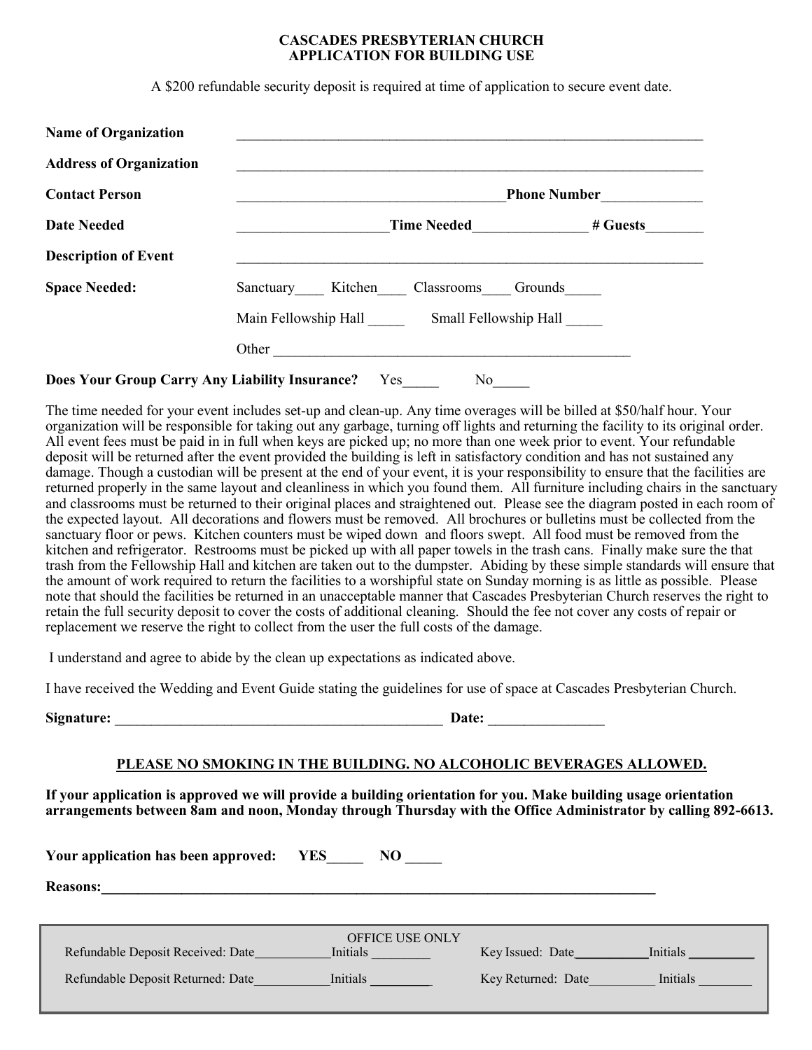**CASCADES PRESBYTERIAN CHURCH**
**APPLICATION FOR BUILDING USE**

A $200 refundable security deposit is required at time of application to secure event date.

**Name of Organization** ____________________________________________________________________

**Address of Organization** ____________________________________________________________________

**Contact Person** ______________________________________ **Phone Number** ______________

**Date Needed** _____________________ **Time Needed** ________________ **# Guests** ________

**Description of Event** ____________________________________________________________________

**Space Needed:** Sanctuary____ Kitchen____ Classrooms____ Grounds_____

Main Fellowship Hall _____ Small Fellowship Hall _____

Other ___________________________________________________

**Does Your Group Carry Any Liability Insurance?** Yes_____ No_____

The time needed for your event includes set-up and clean-up. Any time overages will be billed at $50/half hour. Your organization will be responsible for taking out any garbage, turning off lights and returning the facility to its original order. All event fees must be paid in in full when keys are picked up; no more than one week prior to event. Your refundable deposit will be returned after the event provided the building is left in satisfactory condition and has not sustained any damage. Though a custodian will be present at the end of your event, it is your responsibility to ensure that the facilities are returned properly in the same layout and cleanliness in which you found them. All furniture including chairs in the sanctuary and classrooms must be returned to their original places and straightened out. Please see the diagram posted in each room of the expected layout. All decorations and flowers must be removed. All brochures or bulletins must be collected from the sanctuary floor or pews. Kitchen counters must be wiped down and floors swept. All food must be removed from the kitchen and refrigerator. Restrooms must be picked up with all paper towels in the trash cans. Finally make sure the that trash from the Fellowship Hall and kitchen are taken out to the dumpster. Abiding by these simple standards will ensure that the amount of work required to return the facilities to a worshipful state on Sunday morning is as little as possible. Please note that should the facilities be returned in an unacceptable manner that Cascades Presbyterian Church reserves the right to retain the full security deposit to cover the costs of additional cleaning. Should the fee not cover any costs of repair or replacement we reserve the right to collect from the user the full costs of the damage.

I understand and agree to abide by the clean up expectations as indicated above.

I have received the Wedding and Event Guide stating the guidelines for use of space at Cascades Presbyterian Church.

**Signature:** ________________________________________________ **Date:** ________________

**PLEASE NO SMOKING IN THE BUILDING. NO ALCOHOLIC BEVERAGES ALLOWED.**

**If your application is approved we will provide a building orientation for you. Make building usage orientation arrangements between 8am and noon, Monday through Thursday with the Office Administrator by calling 892-6613.**

**Your application has been approved: YES_____ NO _____**

**Reasons:**_____________________________________________________________________________________

OFFICE USE ONLY

Refundable Deposit Received: Date____________Initials _________ Key Issued: Date____________Initials __________

Refundable Deposit Returned: Date____________Initials _________ Key Returned: Date___________ Initials ________